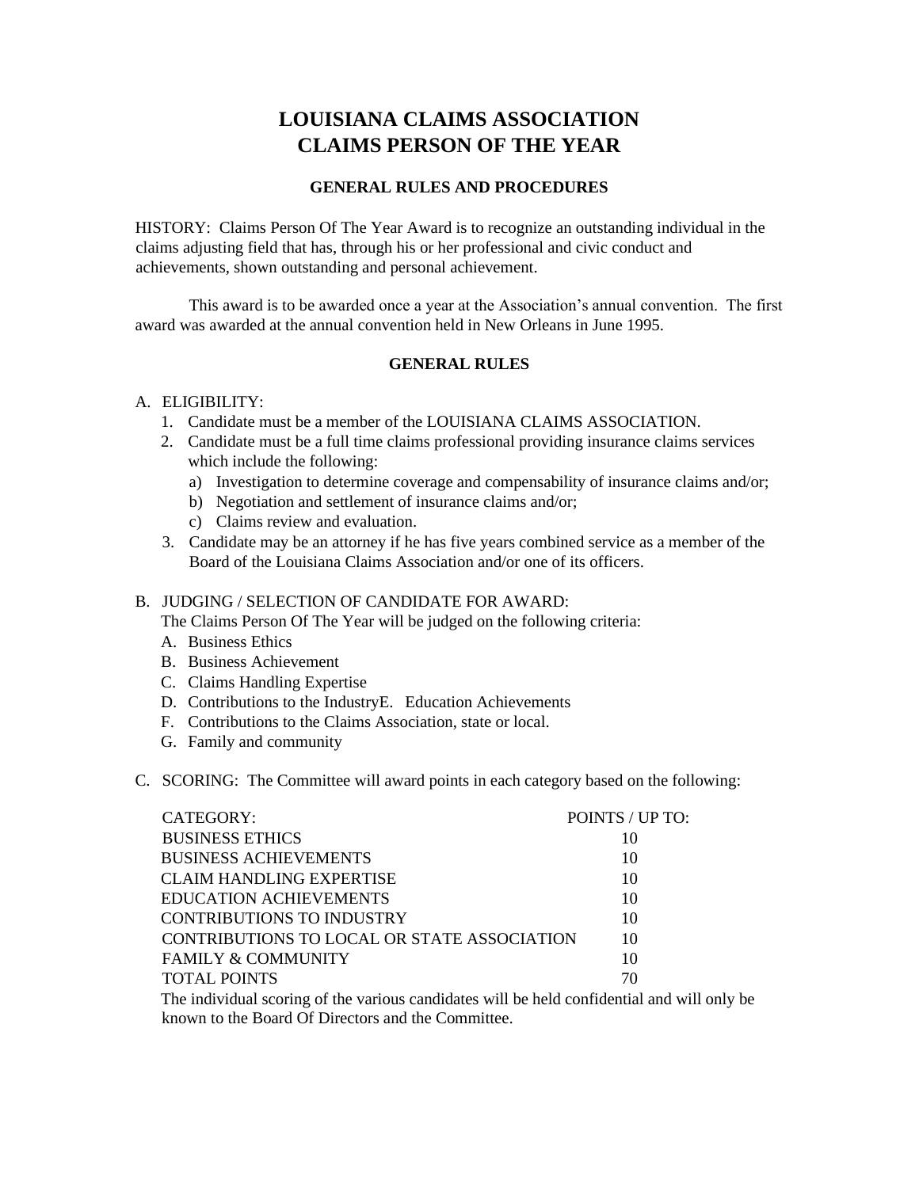# LOUISIANA CLAIMS ASSOCIATION
# CLAIMS PERSON OF THE YEAR

### GENERAL RULES AND PROCEDURES

HISTORY: Claims Person Of The Year Award is to recognize an outstanding individual in the claims adjusting field that has, through his or her professional and civic conduct and achievements, shown outstanding and personal achievement.

This award is to be awarded once a year at the Association's annual convention. The first award was awarded at the annual convention held in New Orleans in June 1995.

### GENERAL RULES

A. ELIGIBILITY:
1. Candidate must be a member of the LOUISIANA CLAIMS ASSOCIATION.
2. Candidate must be a full time claims professional providing insurance claims services which include the following:
   a) Investigation to determine coverage and compensability of insurance claims and/or;
   b) Negotiation and settlement of insurance claims and/or;
   c) Claims review and evaluation.
3. Candidate may be an attorney if he has five years combined service as a member of the Board of the Louisiana Claims Association and/or one of its officers.

B. JUDGING / SELECTION OF CANDIDATE FOR AWARD:
The Claims Person Of The Year will be judged on the following criteria:
A. Business Ethics
B. Business Achievement
C. Claims Handling Expertise
D. Contributions to the IndustryE. Education Achievements
F. Contributions to the Claims Association, state or local.
G. Family and community

C. SCORING: The Committee will award points in each category based on the following:

| CATEGORY: | POINTS / UP TO: |
|---|---|
| BUSINESS ETHICS | 10 |
| BUSINESS ACHIEVEMENTS | 10 |
| CLAIM HANDLING EXPERTISE | 10 |
| EDUCATION ACHIEVEMENTS | 10 |
| CONTRIBUTIONS TO INDUSTRY | 10 |
| CONTRIBUTIONS TO LOCAL OR STATE ASSOCIATION | 10 |
| FAMILY & COMMUNITY | 10 |
| TOTAL POINTS | 70 |

The individual scoring of the various candidates will be held confidential and will only be known to the Board Of Directors and the Committee.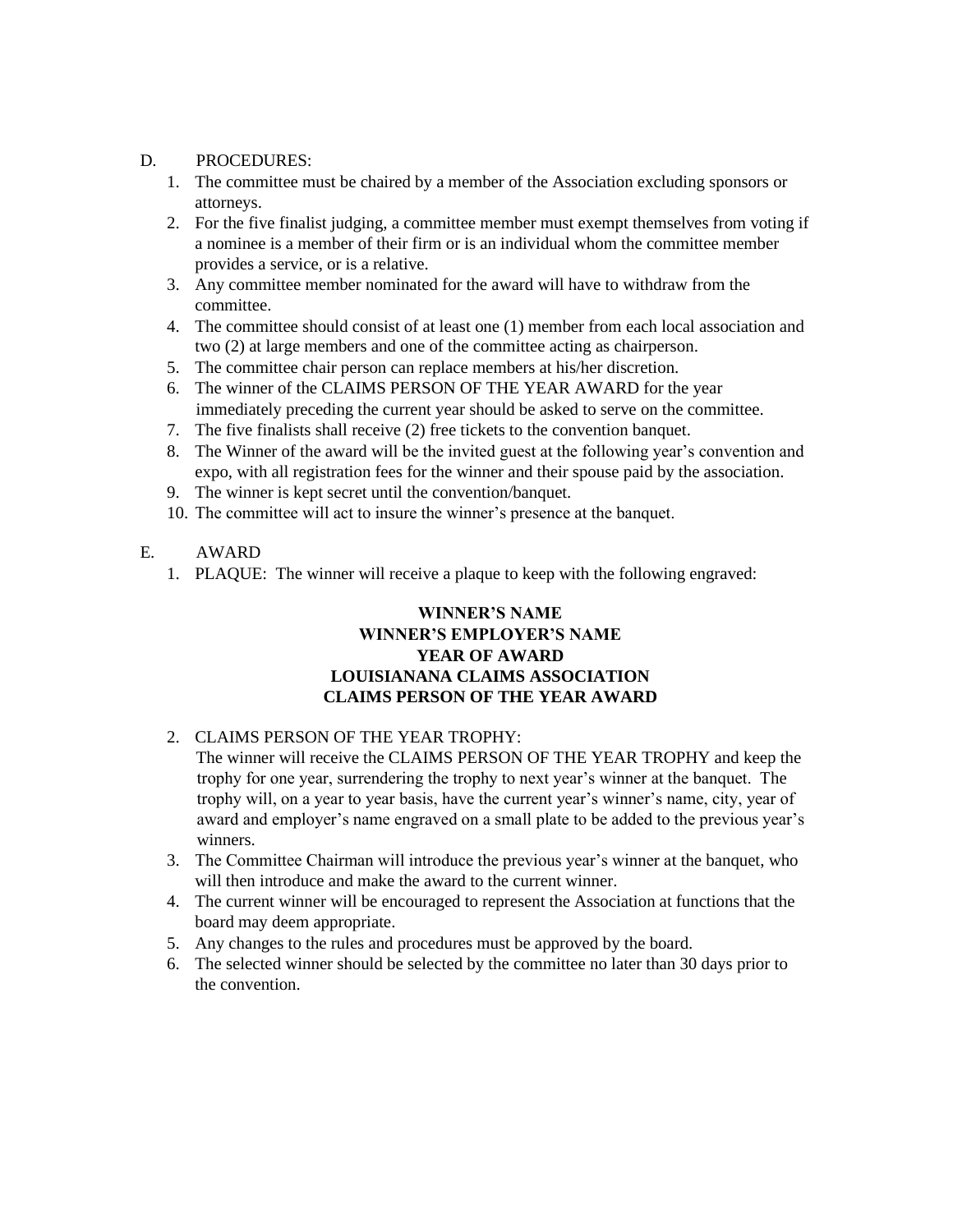D. PROCEDURES:

1. The committee must be chaired by a member of the Association excluding sponsors or attorneys.
2. For the five finalist judging, a committee member must exempt themselves from voting if a nominee is a member of their firm or is an individual whom the committee member provides a service, or is a relative.
3. Any committee member nominated for the award will have to withdraw from the committee.
4. The committee should consist of at least one (1) member from each local association and two (2) at large members and one of the committee acting as chairperson.
5. The committee chair person can replace members at his/her discretion.
6. The winner of the CLAIMS PERSON OF THE YEAR AWARD for the year immediately preceding the current year should be asked to serve on the committee.
7. The five finalists shall receive (2) free tickets to the convention banquet.
8. The Winner of the award will be the invited guest at the following year's convention and expo, with all registration fees for the winner and their spouse paid by the association.
9. The winner is kept secret until the convention/banquet.
10. The committee will act to insure the winner's presence at the banquet.

E. AWARD

1. PLAQUE: The winner will receive a plaque to keep with the following engraved:

**WINNER'S NAME**
**WINNER'S EMPLOYER'S NAME**
**YEAR OF AWARD**
**LOUISIANANA CLAIMS ASSOCIATION**
**CLAIMS PERSON OF THE YEAR AWARD**

2. CLAIMS PERSON OF THE YEAR TROPHY:
   The winner will receive the CLAIMS PERSON OF THE YEAR TROPHY and keep the trophy for one year, surrendering the trophy to next year's winner at the banquet. The trophy will, on a year to year basis, have the current year's winner's name, city, year of award and employer's name engraved on a small plate to be added to the previous year's winners.
3. The Committee Chairman will introduce the previous year's winner at the banquet, who will then introduce and make the award to the current winner.
4. The current winner will be encouraged to represent the Association at functions that the board may deem appropriate.
5. Any changes to the rules and procedures must be approved by the board.
6. The selected winner should be selected by the committee no later than 30 days prior to the convention.